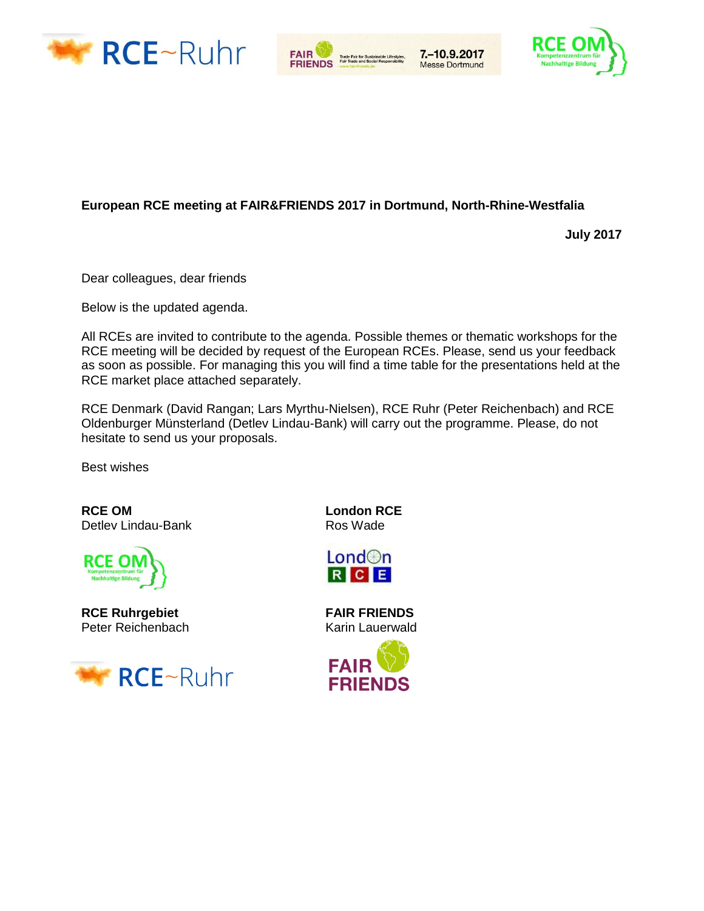**European RCE meeting at FAIR&FRIENDS 2017 in Dortmund, North-Rhine-Westfalia**

**July 2017**

Dear colleagues, dear friends

Below is the updated agenda.

All RCEs are invited to contribute to the agenda. Possible themes or thematic workshops for the RCE meeting will be decided by request of the European RCEs. Please, send us your feedback as soon as possible. For managing this you will find a time table for the presentations held at the RCE market place attached separately.

RCE Denmark (David Rangan; Lars Myrthu-Nielsen), RCE Ruhr (Peter Reichenbach) and RCE Oldenburger Münsterland (Detlev Lindau-Bank) will carry out the programme. Please, do not hesitate to send us your proposals.

Best wishes

**RCE OM**
Detlev Lindau-Bank

**London RCE**
Ros Wade

**RCE Ruhrgebiet**
Peter Reichenbach

**FAIR FRIENDS**
Karin Lauerwald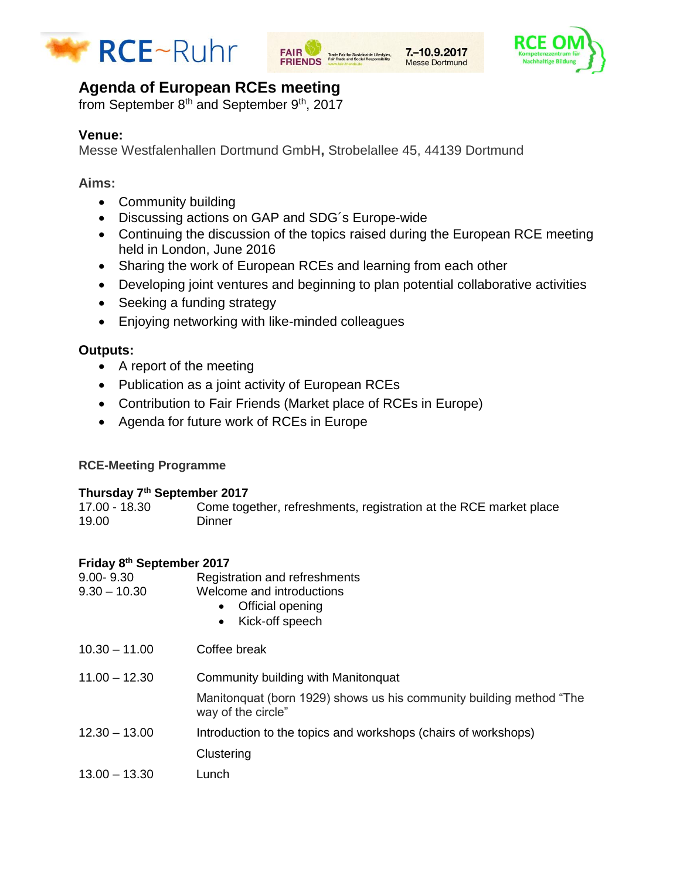# Agenda of European RCEs meeting

from September 8th and September 9th, 2017

**Venue:**
Messe Westfalenhallen Dortmund GmbH**,** Strobelallee 45, 44139 Dortmund

**Aims:**

- Community building
- Discussing actions on GAP and SDG´s Europe-wide
- Continuing the discussion of the topics raised during the European RCE meeting held in London, June 2016
- Sharing the work of European RCEs and learning from each other
- Developing joint ventures and beginning to plan potential collaborative activities
- Seeking a funding strategy
- Enjoying networking with like-minded colleagues

**Outputs:**

- A report of the meeting
- Publication as a joint activity of European RCEs
- Contribution to Fair Friends (Market place of RCEs in Europe)
- Agenda for future work of RCEs in Europe

**RCE-Meeting Programme**

**Thursday 7th September 2017**

| | |
|---|---|
| 17.00 - 18.30 | Come together, refreshments, registration at the RCE market place |
| 19.00 | Dinner |

**Friday 8th September 2017**

| | |
|---|---|
| 9.00- 9.30 | Registration and refreshments |
| 9.30 – 10.30 | Welcome and introductions<br>• Official opening<br>• Kick-off speech |
| 10.30 – 11.00 | Coffee break |
| 11.00 – 12.30 | Community building with Manitonquat<br>Manitonquat (born 1929) shows us his community building method “The way of the circle” |
| 12.30 – 13.00 | Introduction to the topics and workshops (chairs of workshops)<br>Clustering |
| 13.00 – 13.30 | Lunch |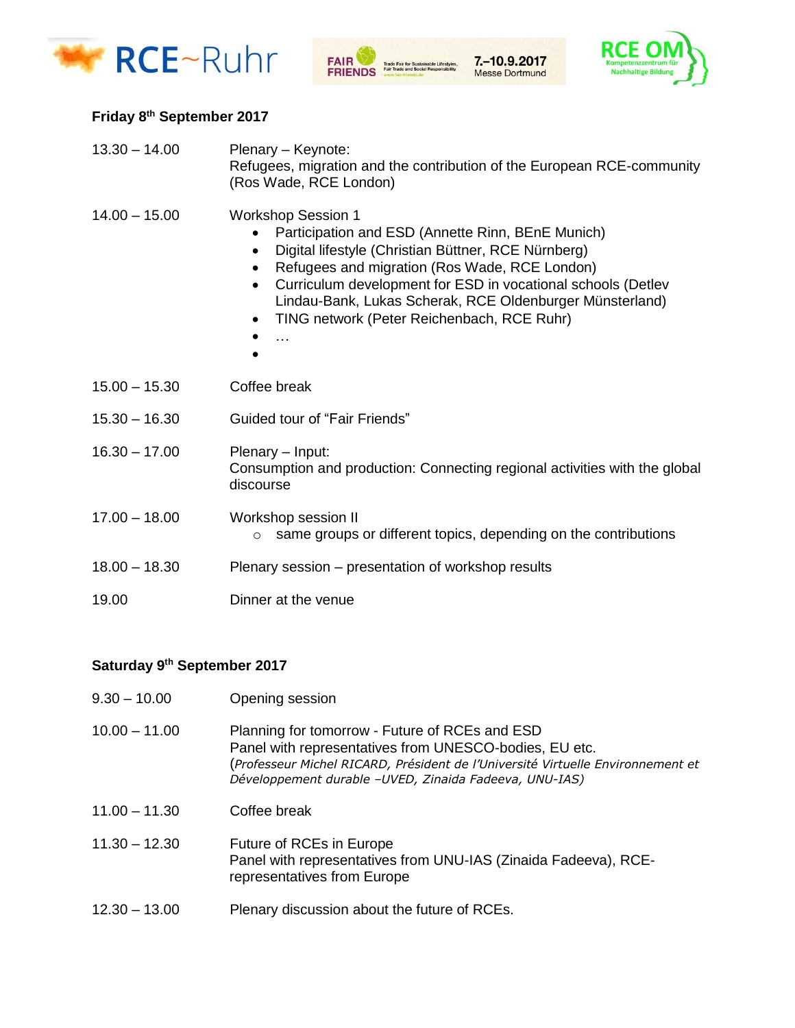### Friday 8th September 2017

13.30 – 14.00 Plenary – Keynote:
Refugees, migration and the contribution of the European RCE-community (Ros Wade, RCE London)

14.00 – 15.00 Workshop Session 1

- Participation and ESD (Annette Rinn, BEnE Munich)
- Digital lifestyle (Christian Büttner, RCE Nürnberg)
- Refugees and migration (Ros Wade, RCE London)
- Curriculum development for ESD in vocational schools (Detlev Lindau-Bank, Lukas Scherak, RCE Oldenburger Münsterland)
- TING network (Peter Reichenbach, RCE Ruhr)
- …
-

15.00 – 15.30 Coffee break

15.30 – 16.30 Guided tour of "Fair Friends"

16.30 – 17.00 Plenary – Input:
Consumption and production: Connecting regional activities with the global discourse

17.00 – 18.00 Workshop session II

- same groups or different topics, depending on the contributions

18.00 – 18.30 Plenary session – presentation of workshop results

19.00 Dinner at the venue

### Saturday 9th September 2017

9.30 – 10.00 Opening session

10.00 – 11.00 Planning for tomorrow - Future of RCEs and ESD
Panel with representatives from UNESCO-bodies, EU etc.
(*Professeur Michel RICARD, Président de l'Université Virtuelle Environnement et Développement durable –UVED, Zinaida Fadeeva, UNU-IAS)*

11.00 – 11.30 Coffee break

11.30 – 12.30 Future of RCEs in Europe
Panel with representatives from UNU-IAS (Zinaida Fadeeva), RCE-representatives from Europe

12.30 – 13.00 Plenary discussion about the future of RCEs.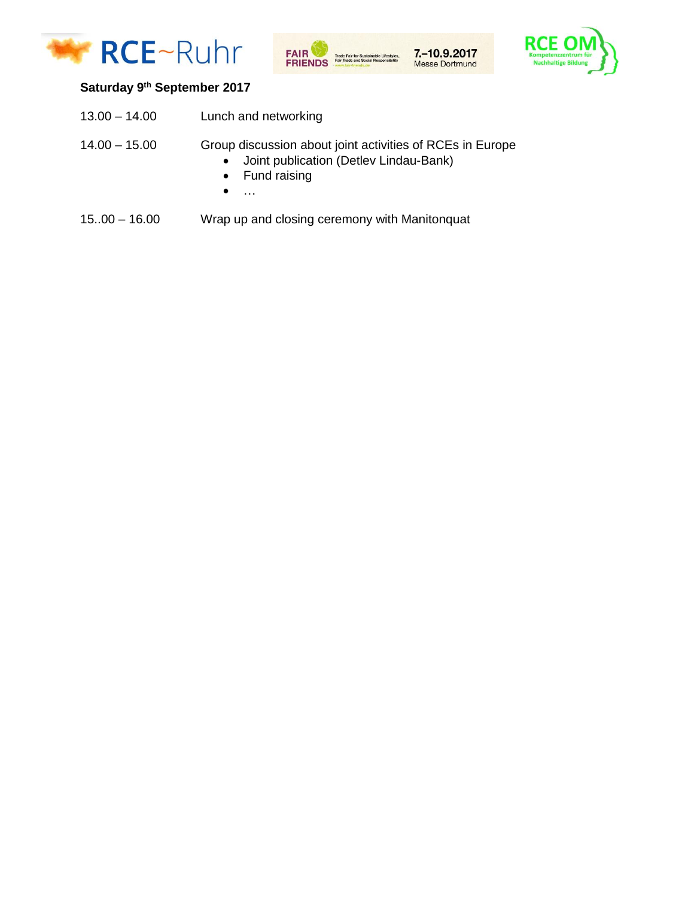**Saturday 9th September 2017**

| | |
|---|---|
| 13.00 – 14.00 | Lunch and networking |
| 14.00 – 15.00 | Group discussion about joint activities of RCEs in Europe<br>• Joint publication (Detlev Lindau-Bank)<br>• Fund raising<br>• … |
| 15..00 – 16.00 | Wrap up and closing ceremony with Manitonquat |